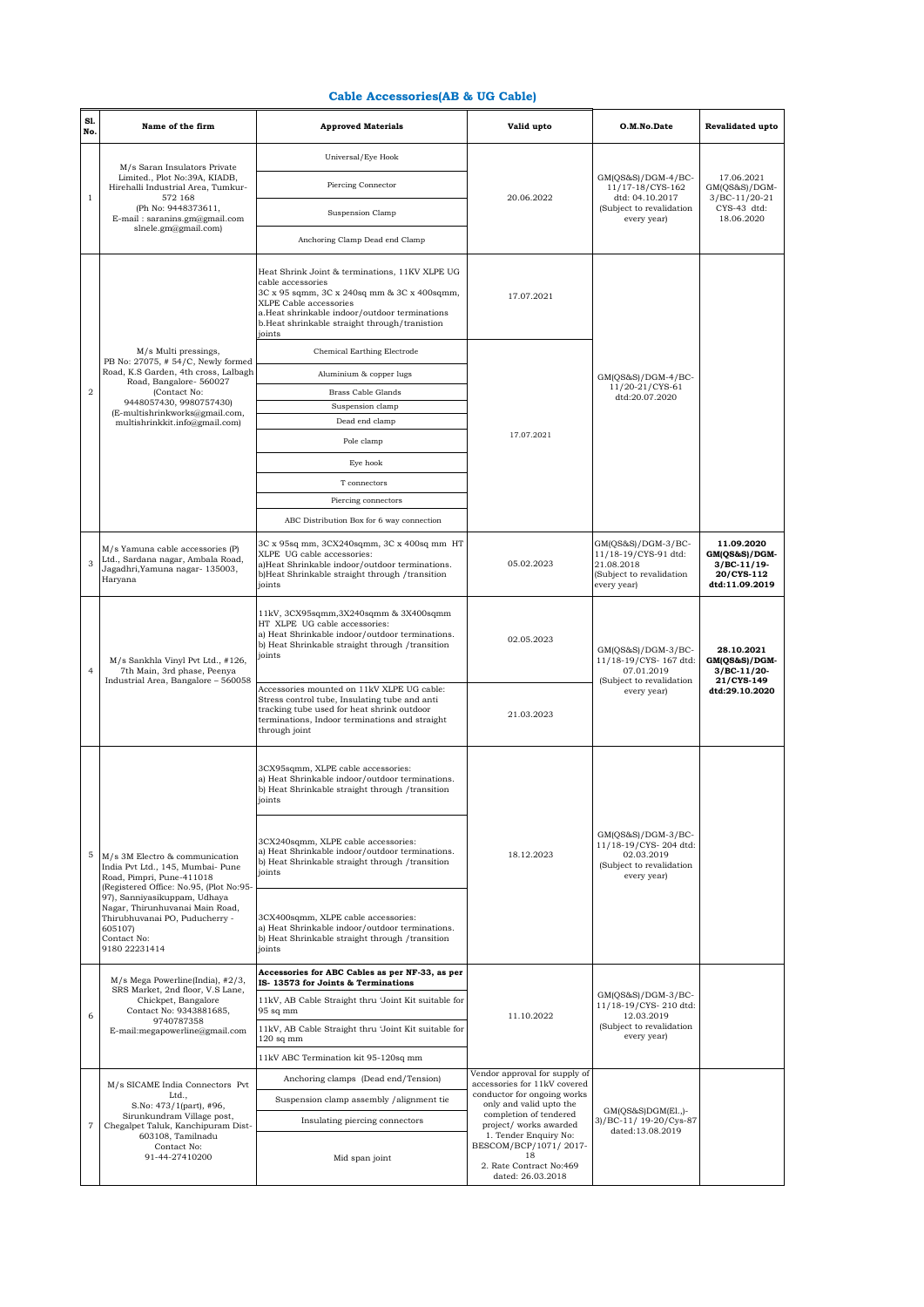## Cable Accessories(AB & UG Cable)

| Sl. No. | Name of the firm | Approved Materials | Valid upto | O.M.No.Date | Revalidated upto |
|---|---|---|---|---|---|
| 1 | M/s Saran Insulators Private Limited., Plot No:39A, KIADB, Hirehalli Industrial Area, Tumkur-572 168 (Ph No: 9448373611, E-mail : saranins.gm@gmail.com slnele.gm@gmail.com) | Universal/Eye Hook | 20.06.2022 | GM(QS&S)/DGM-4/BC-11/17-18/CYS-162 dtd: 04.10.2017 (Subject to revalidation every year) | 17.06.2021 GM(QS&S)/DGM-3/BC-11/20-21 CYS-43 dtd: 18.06.2020 |
| | | Piercing Connector | | | |
| | | Suspension Clamp | | | |
| | | Anchoring Clamp Dead end Clamp | | | |
| 2 | M/s Multi pressings, PB No: 27075, # 54/C, Newly formed Road, K.S Garden, 4th cross, Lalbagh Road, Bangalore- 560027 (Contact No: 9448057430, 9980757430) (E-multishrinkworks@gmail.com, multishrinkkit.info@gmail.com) | Heat Shrink Joint & terminations, 11KV XLPE UG cable accessories 3C x 95 sqmm, 3C x 240sq mm & 3C x 400sqmm, XLPE Cable accessories a.Heat shrinkable indoor/outdoor terminations b.Heat shrinkable straight through/tranistion joints | 17.07.2021 | GM(QS&S)/DGM-4/BC-11/20-21/CYS-61 dtd:20.07.2020 | |
| | | Chemical Earthing Electrode | 17.07.2021 | | |
| | | Aluminium & copper lugs | | | |
| | | Brass Cable Glands | | | |
| | | Suspension clamp | | | |
| | | Dead end clamp | | | |
| | | Pole clamp | | | |
| | | Eye hook | | | |
| | | T connectors | | | |
| | | Piercing connectors | | | |
| | | ABC Distribution Box for 6 way connection | | | |
| 3 | M/s Yamuna cable accessories (P) Ltd., Sardana nagar, Ambala Road, Jagadhri,Yamuna nagar- 135003, Haryana | 3C x 95sq mm, 3CX240sqmm, 3C x 400sq mm HT XLPE UG cable accessories: a)Heat Shrinkable indoor/outdoor terminations. b)Heat Shrinkable straight through /transition joints | 05.02.2023 | GM(QS&S)/DGM-3/BC-11/18-19/CYS-91 dtd: 21.08.2018 (Subject to revalidation every year) | **11.09.2020 GM(QS&S)/DGM-3/BC-11/19-20/CYS-112 dtd:11.09.2019** |
| 4 | M/s Sankhla Vinyl Pvt Ltd., #126, 7th Main, 3rd phase, Peenya Industrial Area, Bangalore – 560058 | 11kV, 3CX95sqmm,3X240sqmm & 3X400sqmm HT XLPE UG cable accessories: a) Heat Shrinkable indoor/outdoor terminations. b) Heat Shrinkable straight through /transition joints | 02.05.2023 | GM(QS&S)/DGM-3/BC-11/18-19/CYS- 167 dtd: 07.01.2019 (Subject to revalidation every year) | **28.10.2021 GM(QS&S)/DGM-3/BC-11/20-21/CYS-149 dtd:29.10.2020** |
| | | Accessories mounted on 11kV XLPE UG cable: Stress control tube, Insulating tube and anti tracking tube used for heat shrink outdoor terminations, Indoor terminations and straight through joint | 21.03.2023 | | |
| 5 | M/s 3M Electro & communication India Pvt Ltd., 145, Mumbai- Pune Road, Pimpri, Pune-411018 (Registered Office: No.95, (Plot No:95-97), Sanniyasikuppam, Udhaya Nagar, Thirunhuvanai Main Road, Thirubhuvanai PO, Puducherry - 605107) Contact No: 9180 22231414 | 3CX95sqmm, XLPE cable accessories: a) Heat Shrinkable indoor/outdoor terminations. b) Heat Shrinkable straight through /transition joints | 18.12.2023 | GM(QS&S)/DGM-3/BC-11/18-19/CYS- 204 dtd: 02.03.2019 (Subject to revalidation every year) | |
| | | 3CX240sqmm, XLPE cable accessories: a) Heat Shrinkable indoor/outdoor terminations. b) Heat Shrinkable straight through /transition joints | | | |
| | | 3CX400sqmm, XLPE cable accessories: a) Heat Shrinkable indoor/outdoor terminations. b) Heat Shrinkable straight through /transition joints | | | |
| 6 | M/s Mega Powerline(India), #2/3, SRS Market, 2nd floor, V.S Lane, Chickpet, Bangalore Contact No: 9343881685, 9740787358 E-mail:megapowerline@gmail.com | **Accessories for ABC Cables as per NF-33, as per IS- 13573 for Joints & Terminations** | 11.10.2022 | GM(QS&S)/DGM-3/BC-11/18-19/CYS- 210 dtd: 12.03.2019 (Subject to revalidation every year) | |
| | | 11kV, AB Cable Straight thru 'Joint Kit suitable for 95 sq mm | | | |
| | | 11kV, AB Cable Straight thru 'Joint Kit suitable for 120 sq mm | | | |
| | | 11kV ABC Termination kit 95-120sq mm | | | |
| 7 | M/s SICAME India Connectors Pvt Ltd., S.No: 473/1(part), #96, Sirunkundram Village post, Chegalpet Taluk, Kanchipuram Dist-603108, Tamilnadu Contact No: 91-44-27410200 | Anchoring clamps (Dead end/Tension) | Vendor approval for supply of accessories for 11kV covered conductor for ongoing works only and valid upto the completion of tendered project/ works awarded 1. Tender Enquiry No: BESCOM/BCP/1071/ 2017-18 2. Rate Contract No:469 dated: 26.03.2018 | GM(QS&S)DGM(El.,)-3)/BC-11/ 19-20/Cys-87 dated:13.08.2019 | |
| | | Suspension clamp assembly /alignment tie | | | |
| | | Insulating piercing connectors | | | |
| | | Mid span joint | | | |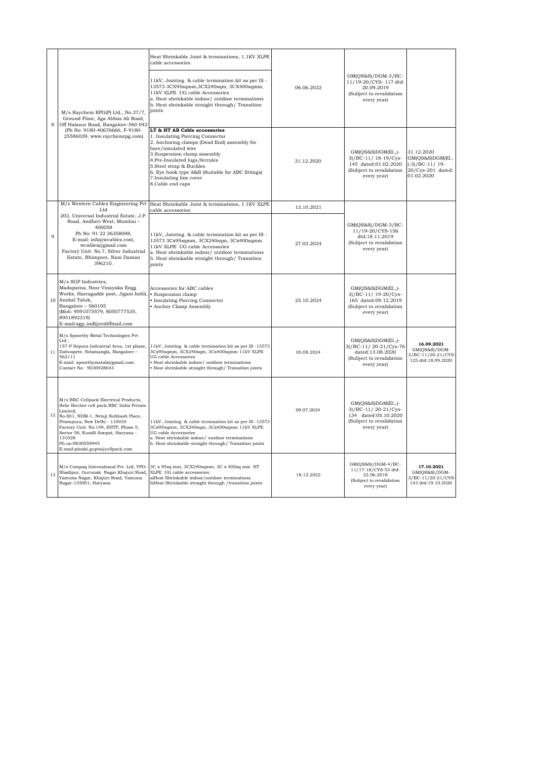| | | | | | |
|---|---|---|---|---|---|
| 8 | M/s Raychem RPG(P) Ltd., No.37/7, Ground Floor, Aga Abbas Ali Road, Off Halasur Road, Bangalore-560 042 (Ph No: 9180-40676666, F-9180-25586039, www.raychemrpg.com) | Heat Shrinkable Joint & terminations, 1.1KV XLPE cable accessories<br><br>11kV, Jointing & cable termination kit as per IS - 13573 3CX95sqmm,3CX240sqm, 3CX400sqmm, 11kV XLPE UG cable Accessories<br>a. Heat shrinkable indoor/ outdoor terminations<br>b. Heat shrinkable straight through/ Transition joints | 06.06.2022 | GM(QS&S)/DGM-3/BC-11/19-20/CYS- 117 dtd: 20.09.2019 (Subject to revalidation every year) | |
| | | **LT & HT AB Cable accessories**<br>1. Insulating Piercing Connector<br>2. Anchoring clamps (Dead End) assembly for bare/insulated wire<br>3.Suspension clamp assembly<br>4.Pre-Insulated lugs/ferrules<br>5.Steel strap & Buckles<br>6. Eye hook type A&B (Suitable for ABC fittings)<br>7.Insulating line cover<br>8.Cable end caps | 31.12.2020 | GM(QS&S)DGM(El.,)-3)/BC-11/ 18-19/Cys-145 dated:01.02.2020 (Subject to revalidation every year) | 31.12.2020 GM(QS&S)DGM(El.,)-3)/BC-11/ 19-20/Cys-201 dated: 01.02.2020 |
| 9 | M/s Western Cablex Engineering Pvt Ltd<br>202, Universal Industrial Estate, J.P. Road, Andheri West, Mumbai – 400058<br>Ph No: 91 22 26358098,<br>E-mail: info@wcablex.com, wcablex@gmail.com<br>Factory Unit: No.7, Silver Industrial Estate, Bhimpore, Nani Daman 396210. | Heat Shrinkable Joint & terminations, 1.1KV XLPE cable accessories | 13.10.2021 | GM(QS&S)/DGM-3/BC-11/19-20/CYS-156 dtd:18.11.2019 (Subject to revalidation every year) | |
| | | 11kV, Jointing & cable termination kit as per IS - 13573 3Cx95sqmm, 3CX240sqm, 3Cx400sqmm 11kV XLPE UG cable Accessories<br>a. Heat shrinkable indoor/ outdoor terminations<br>b. Heat shrinkable straight through/ Transition joints | 27.03.2024 | | |
| 10 | M/s SGP Industries,<br>Madapatna, Near Vinayaka Engg Works, Harragadde post, Jigani hobli, Anekal Taluk,<br>Bangalore – 560105<br>(Mob: 9591075579, 8050777535, 8951892319)<br>E-mail:sgp_indl@rediffmail.com | Accessories for ABC cables<br>• Suspension clamp<br>• Insulating Piercing Connector<br>• Anchor Clamp Assembly | 25.10.2024 | GM(QS&S)DGM(El.,)-3)/BC-11/ 19-20/Cys-165 dated:09.12.2019 (Subject to revalidation every year) | |
| 11 | M/s Spoorthy Metal Technologies Pvt Ltd.,<br>157-P Sopura Industrial Area, 1st phase, Dabuspete, Nelamangla, Bangalore – 562111<br>E-mail: spoorthymetals@gmail.com<br>Contact No: 9036928643 | 11kV, Jointing & cable termination kit as per IS -13573 3Cx95sqmm, 3CX240sqm, 3Cx400sqmm 11kV XLPE UG cable Accessories<br>• Heat shrinkable indoor/ outdoor terminations<br>• Heat shrinkable straight through/ Transition joints | 05.08.2024 | GM(QS&S)DGM(El.,)-3)/BC-11/ 20-21/Cys-76 dated:13.08.2020 (Subject to revalidation every year) | **16.09.2021** GM(QS&S)/DGM-3/BC-11/20-21/CYS-125 dtd:18.09.2020 |
| 12 | M/s BBC Cellpack Electrical Products, Behr Bircher cell pack BBC India Private Limited,<br>No.801, NDM-1, Netaji Subhash Place, Pitampura, New Delhi - 110034<br>Factory Unit: No:149, EHTP, Phase 5, Sector 56, Kundli Sonpat, Haryana - 131028<br>Ph no:9830059945<br>E-mail:pinaki.gupta@cellpack.com | 11kV, Jointing & cable termination kit as per IS -13573 3Cx95sqmm, 3CX240sqm, 3Cx400sqmm 11kV XLPE UG cable Accessories<br>a. Heat shrinkable indoor/ outdoor terminations<br>b. Heat shrinkable straight through/ Transition joints | 09.07.2024 | GM(QS&S)DGM(El.,)-3)/BC-11/ 20-21/Cys-134 dated:05.10.2020 (Subject to revalidation every year) | |
| 13 | M/s Compaq International Pvt. Ltd, VPO-Shadipur, Gurunak Nagar,Khajuri Road, Yamuna Nagar, Khajuri Road, Yamuna Nagar-135001, Haryana | 3C x 95sq mm, 3CX240sqmm, 3C x 400sq mm HT XLPE UG cable accessories:<br>a)Heat Shrinkable indoor/outdoor terminations.<br>b)Heat Shrinkable straight through /transition joints | 18.12.2022 | GM(QS&S)/DGM-4/BC-11/17-18/CYS-53 dtd: 22.06.2018 (Subject to revalidation every year) | **17.10.2021** GM(QS&S)/DGM-3/BC-11/20-21/CYS-143 dtd:19.10.2020 |